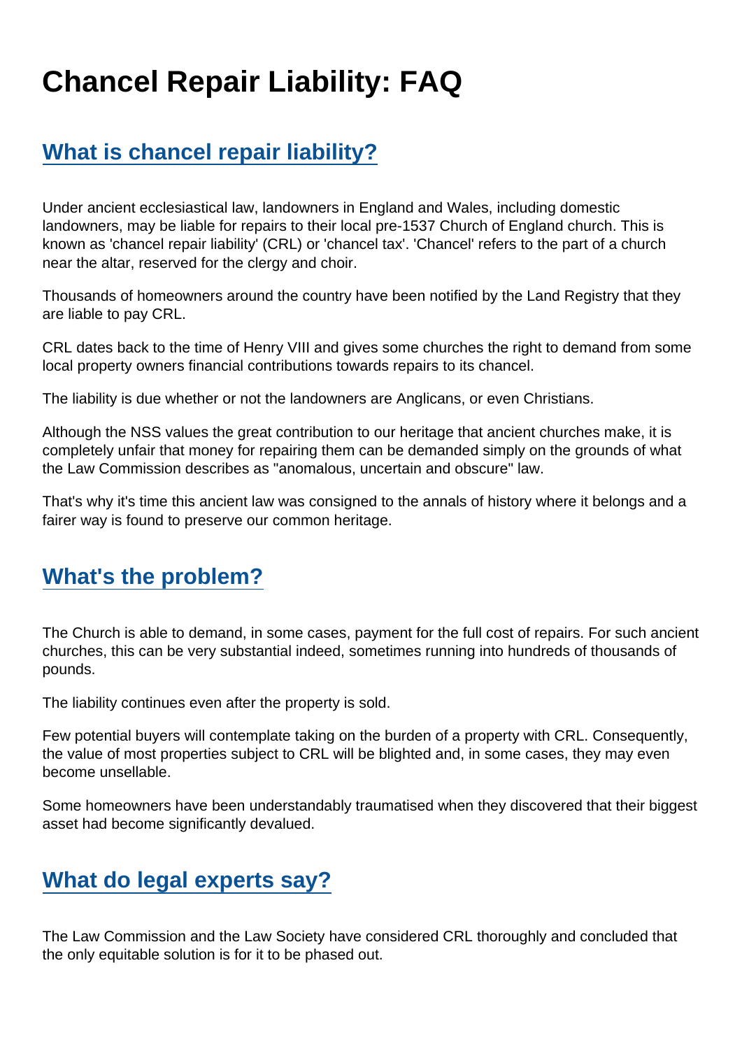# Chancel Repair Liability: FAQ

## What is chancel repair liability?

Under ancient ecclesiastical law, landowners in England and Wales, including domestic landowners, may be liable for repairs to their local pre-1537 Church of England church. This is known as 'chancel repair liability' (CRL) or 'chancel tax'. 'Chancel' refers to the part of a church near the altar, reserved for the clergy and choir.

Thousands of homeowners around the country have been notified by the Land Registry that they are liable to pay CRL.

CRL dates back to the time of Henry VIII and gives some churches the right to demand from some local property owners financial contributions towards repairs to its chancel.

The liability is due whether or not the landowners are Anglicans, or even Christians.

Although the NSS values the great contribution to our heritage that ancient churches make, it is completely unfair that money for repairing them can be demanded simply on the grounds of what the Law Commission describes as "anomalous, uncertain and obscure" law.

That's why it's time this ancient law was consigned to the annals of history where it belongs and a fairer way is found to preserve our common heritage.

## What's the problem?

The Church is able to demand, in some cases, payment for the full cost of repairs. For such ancient churches, this can be very substantial indeed, sometimes running into hundreds of thousands of pounds.

The liability continues even after the property is sold.

Few potential buyers will contemplate taking on the burden of a property with CRL. Consequently, the value of most properties subject to CRL will be blighted and, in some cases, they may even become unsellable.

Some homeowners have been understandably traumatised when they discovered that their biggest asset had become significantly devalued.

## What do legal experts say?

The Law Commission and the Law Society have considered CRL thoroughly and concluded that the only equitable solution is for it to be phased out.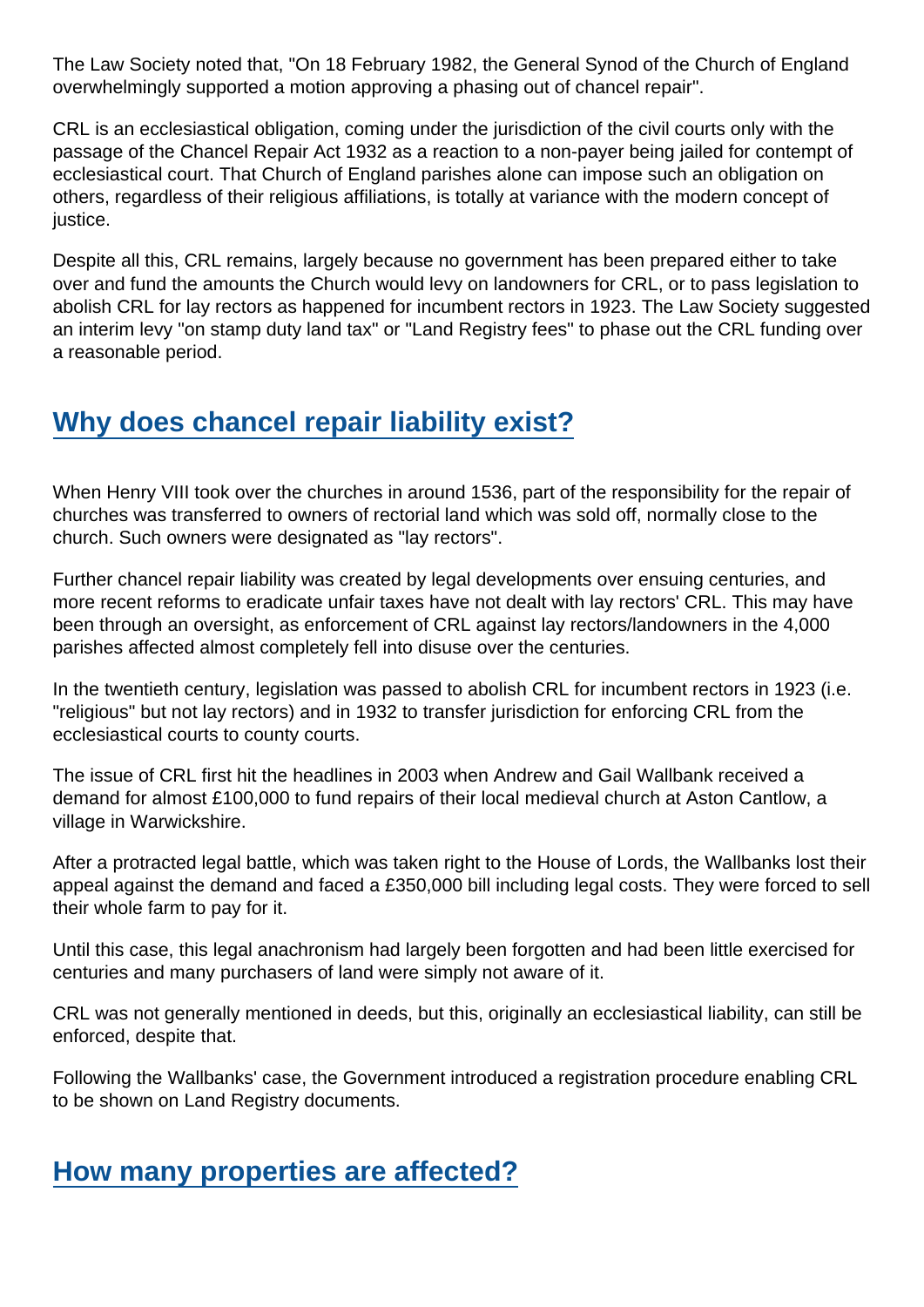The Law Society noted that, "On 18 February 1982, the General Synod of the Church of England overwhelmingly supported a motion approving a phasing out of chancel repair".

CRL is an ecclesiastical obligation, coming under the jurisdiction of the civil courts only with the passage of the Chancel Repair Act 1932 as a reaction to a non-payer being jailed for contempt of ecclesiastical court. That Church of England parishes alone can impose such an obligation on others, regardless of their religious affiliations, is totally at variance with the modern concept of justice.

Despite all this, CRL remains, largely because no government has been prepared either to take over and fund the amounts the Church would levy on landowners for CRL, or to pass legislation to abolish CRL for lay rectors as happened for incumbent rectors in 1923. The Law Society suggested an interim levy "on stamp duty land tax" or "Land Registry fees" to phase out the CRL funding over a reasonable period.

## Why does chancel repair liability exist?

When Henry VIII took over the churches in around 1536, part of the responsibility for the repair of churches was transferred to owners of rectorial land which was sold off, normally close to the church. Such owners were designated as "lay rectors".

Further chancel repair liability was created by legal developments over ensuing centuries, and more recent reforms to eradicate unfair taxes have not dealt with lay rectors' CRL. This may have been through an oversight, as enforcement of CRL against lay rectors/landowners in the 4,000 parishes affected almost completely fell into disuse over the centuries.

In the twentieth century, legislation was passed to abolish CRL for incumbent rectors in 1923 (i.e. "religious" but not lay rectors) and in 1932 to transfer jurisdiction for enforcing CRL from the ecclesiastical courts to county courts.

The issue of CRL first hit the headlines in 2003 when Andrew and Gail Wallbank received a demand for almost £100,000 to fund repairs of their local medieval church at Aston Cantlow, a village in Warwickshire.

After a protracted legal battle, which was taken right to the House of Lords, the Wallbanks lost their appeal against the demand and faced a £350,000 bill including legal costs. They were forced to sell their whole farm to pay for it.

Until this case, this legal anachronism had largely been forgotten and had been little exercised for centuries and many purchasers of land were simply not aware of it.

CRL was not generally mentioned in deeds, but this, originally an ecclesiastical liability, can still be enforced, despite that.

Following the Wallbanks' case, the Government introduced a registration procedure enabling CRL to be shown on Land Registry documents.

## How many properties are affected?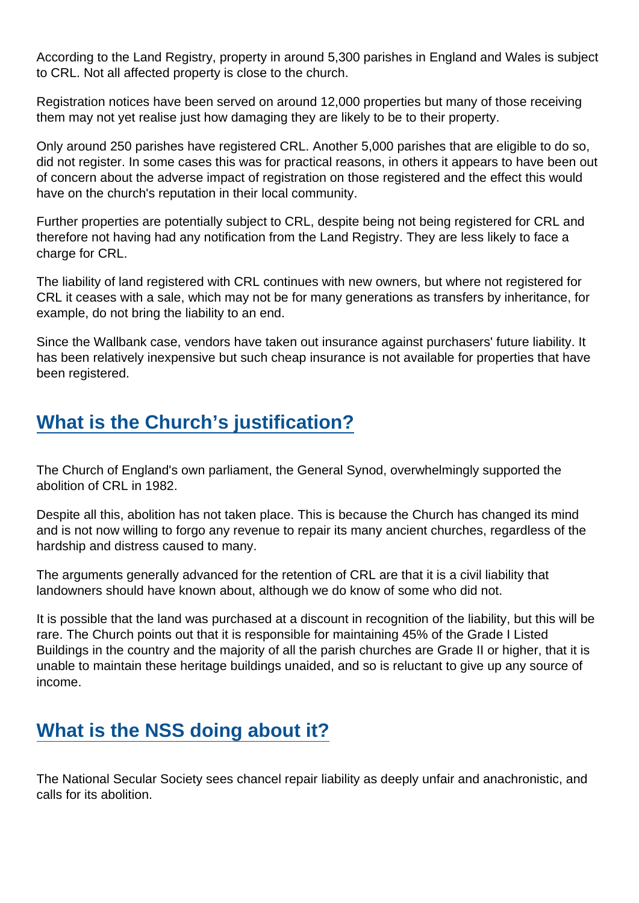According to the Land Registry, property in around 5,300 parishes in England and Wales is subject to CRL. Not all affected property is close to the church.

Registration notices have been served on around 12,000 properties but many of those receiving them may not yet realise just how damaging they are likely to be to their property.

Only around 250 parishes have registered CRL. Another 5,000 parishes that are eligible to do so, did not register. In some cases this was for practical reasons, in others it appears to have been out of concern about the adverse impact of registration on those registered and the effect this would have on the church's reputation in their local community.

Further properties are potentially subject to CRL, despite being not being registered for CRL and therefore not having had any notification from the Land Registry. They are less likely to face a charge for CRL.

The liability of land registered with CRL continues with new owners, but where not registered for CRL it ceases with a sale, which may not be for many generations as transfers by inheritance, for example, do not bring the liability to an end.

Since the Wallbank case, vendors have taken out insurance against purchasers' future liability. It has been relatively inexpensive but such cheap insurance is not available for properties that have been registered.

## What is the Church's justification?

The Church of England's own parliament, the General Synod, overwhelmingly supported the abolition of CRL in 1982.

Despite all this, abolition has not taken place. This is because the Church has changed its mind and is not now willing to forgo any revenue to repair its many ancient churches, regardless of the hardship and distress caused to many.

The arguments generally advanced for the retention of CRL are that it is a civil liability that landowners should have known about, although we do know of some who did not.

It is possible that the land was purchased at a discount in recognition of the liability, but this will be rare. The Church points out that it is responsible for maintaining 45% of the Grade I Listed Buildings in the country and the majority of all the parish churches are Grade II or higher, that it is unable to maintain these heritage buildings unaided, and so is reluctant to give up any source of income.

## What is the NSS doing about it?

The National Secular Society sees chancel repair liability as deeply unfair and anachronistic, and calls for its abolition.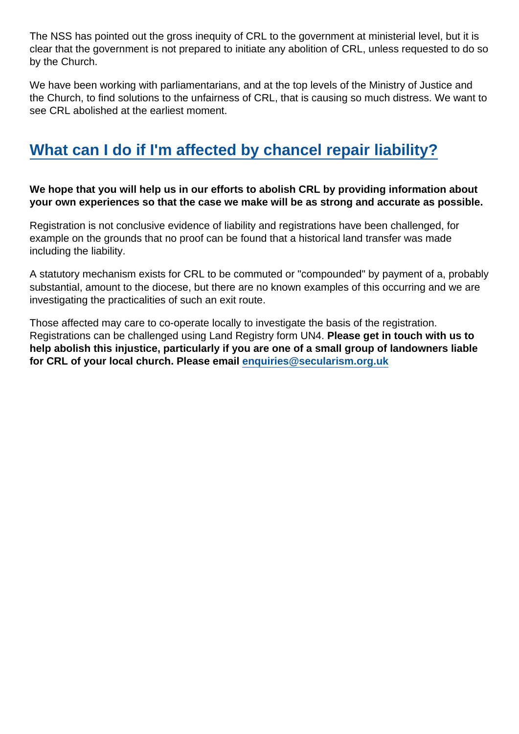The NSS has pointed out the gross inequity of CRL to the government at ministerial level, but it is clear that the government is not prepared to initiate any abolition of CRL, unless requested to do so by the Church.

We have been working with parliamentarians, and at the top levels of the Ministry of Justice and the Church, to find solutions to the unfairness of CRL, that is causing so much distress. We want to see CRL abolished at the earliest moment.

## What can I do if I'm affected by chancel repair liability?

**We hope that you will help us in our efforts to abolish CRL by providing information about your own experiences so that the case we make will be as strong and accurate as possible.**

Registration is not conclusive evidence of liability and registrations have been challenged, for example on the grounds that no proof can be found that a historical land transfer was made including the liability.

A statutory mechanism exists for CRL to be commuted or "compounded" by payment of a, probably substantial, amount to the diocese, but there are no known examples of this occurring and we are investigating the practicalities of such an exit route.

Those affected may care to co-operate locally to investigate the basis of the registration. Registrations can be challenged using Land Registry form UN4. **Please get in touch with us to help abolish this injustice, particularly if you are one of a small group of landowners liable for CRL of your local church. Please email enquiries@secularism.org.uk**